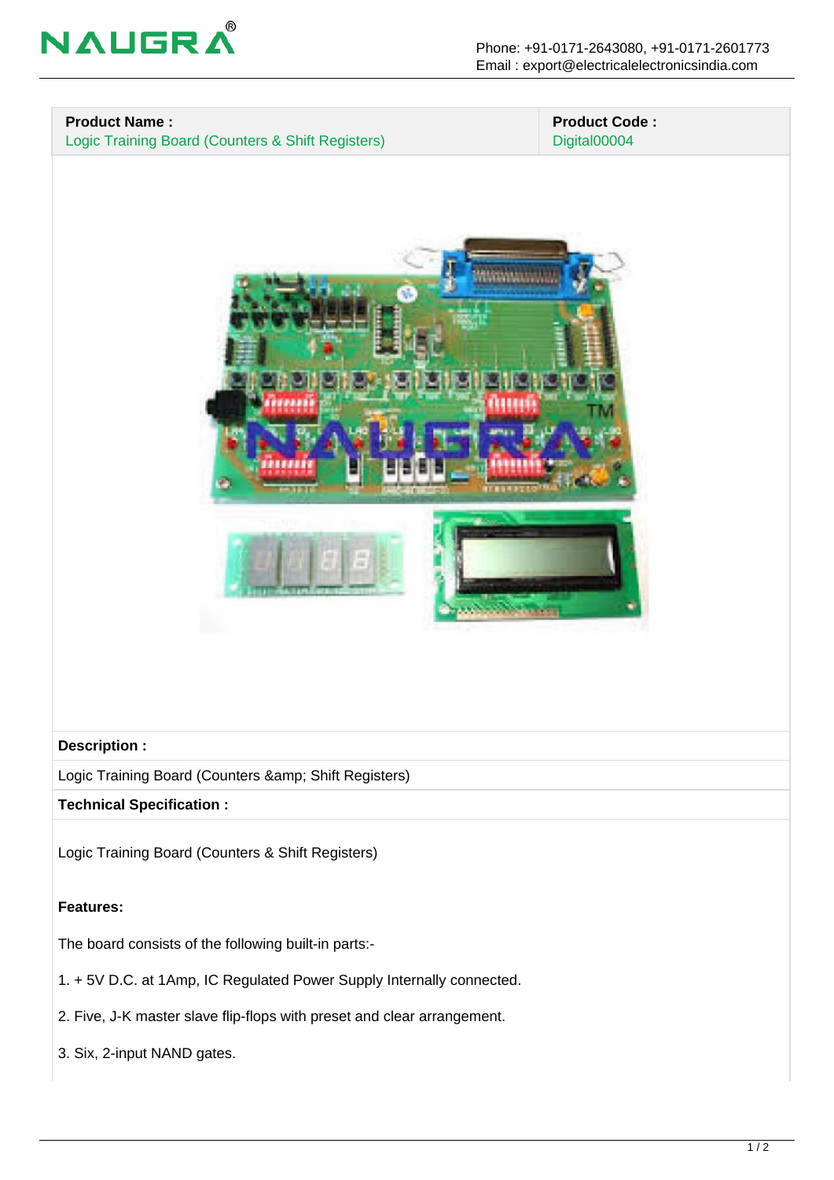NAUGRA®

Phone: +91-0171-2643080, +91-0171-2601773
Email : export@electricalelectronicsindia.com

| **Product Name :** | **Product Code :** |
| --- | --- |
| Logic Training Board (Counters & Shift Registers) | Digital00004 |

**Description :**

Logic Training Board (Counters &amp; Shift Registers)

**Technical Specification :**

Logic Training Board (Counters & Shift Registers)

**Features:**

The board consists of the following built-in parts:-

1. + 5V D.C. at 1Amp, IC Regulated Power Supply Internally connected.

2. Five, J-K master slave flip-flops with preset and clear arrangement.

3. Six, 2-input NAND gates.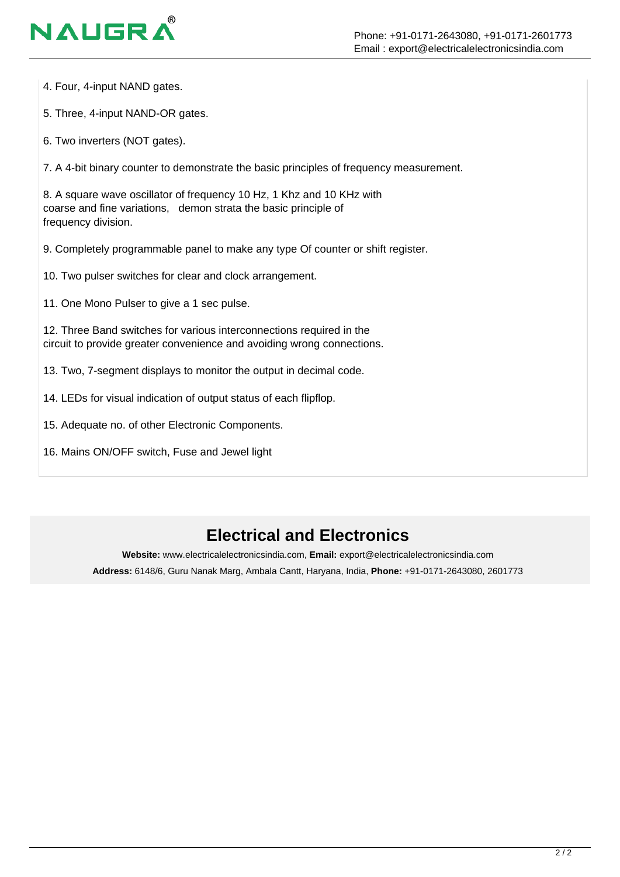4. Four, 4-input NAND gates.

5. Three, 4-input NAND-OR gates.

6. Two inverters (NOT gates).

7. A 4-bit binary counter to demonstrate the basic principles of frequency measurement.

8. A square wave oscillator of frequency 10 Hz, 1 Khz and 10 KHz with coarse and fine variations, demon strata the basic principle of frequency division.

9. Completely programmable panel to make any type Of counter or shift register.

10. Two pulser switches for clear and clock arrangement.

11. One Mono Pulser to give a 1 sec pulse.

12. Three Band switches for various interconnections required in the circuit to provide greater convenience and avoiding wrong connections.

13. Two, 7-segment displays to monitor the output in decimal code.

14. LEDs for visual indication of output status of each flipflop.

15. Adequate no. of other Electronic Components.

16. Mains ON/OFF switch, Fuse and Jewel light

## Electrical and Electronics

**Website:** www.electricalelectronicsindia.com, **Email:** export@electricalelectronicsindia.com

**Address:** 6148/6, Guru Nanak Marg, Ambala Cantt, Haryana, India, **Phone:** +91-0171-2643080, 2601773